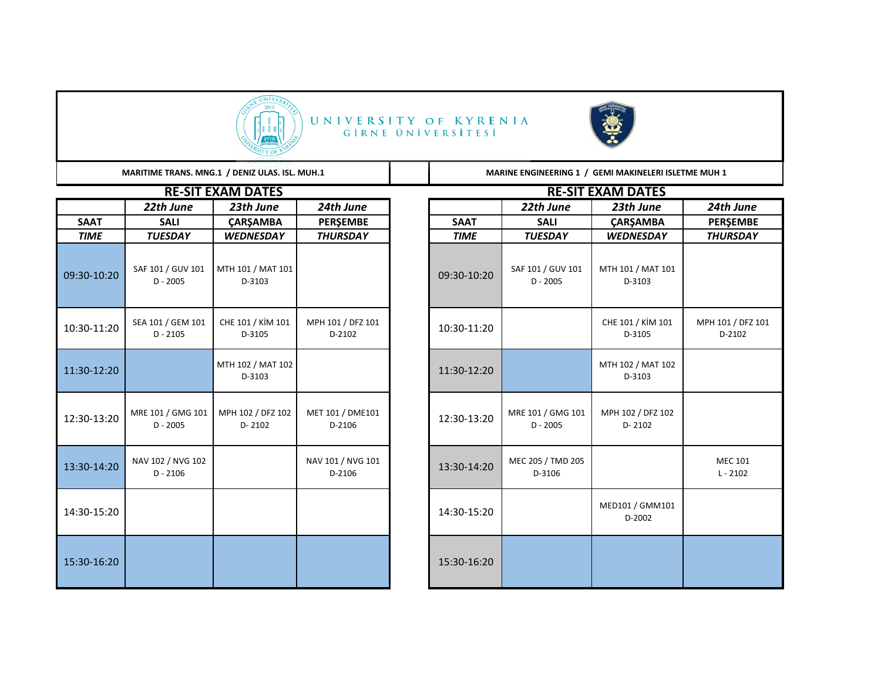# UNIVERSITY OF KYRENIA
## GİRNE ÜNİVERSİTESİ

**MARITIME TRANS. MNG.1 / DENIZ ULAS. ISL. MUH.1**

### RE-SIT EXAM DATES

| | 22th June | 23th June | 24th June |
|---|---|---|---|
| **SAAT** | **SALI** | **ÇARŞAMBA** | **PERŞEMBE** |
| ***TIME*** | ***TUESDAY*** | ***WEDNESDAY*** | ***THURSDAY*** |
| 09:30-10:20 | SAF 101 / GUV 101 D - 2005 | MTH 101 / MAT 101 D-3103 | |
| 10:30-11:20 | SEA 101 / GEM 101 D - 2105 | CHE 101 / KİM 101 D-3105 | MPH 101 / DFZ 101 D-2102 |
| 11:30-12:20 | | MTH 102 / MAT 102 D-3103 | |
| 12:30-13:20 | MRE 101 / GMG 101 D - 2005 | MPH 102 / DFZ 102 D- 2102 | MET 101 / DME101 D-2106 |
| 13:30-14:20 | NAV 102 / NVG 102 D - 2106 | | NAV 101 / NVG 101 D-2106 |
| 14:30-15:20 | | | |
| 15:30-16:20 | | | |

**MARINE ENGINEERING 1 / GEMI MAKINELERI ISLETME MUH 1**

### RE-SIT EXAM DATES

| | 22th June | 23th June | 24th June |
|---|---|---|---|
| **SAAT** | **SALI** | **ÇARŞAMBA** | **PERŞEMBE** |
| ***TIME*** | ***TUESDAY*** | ***WEDNESDAY*** | ***THURSDAY*** |
| 09:30-10:20 | SAF 101 / GUV 101 D - 2005 | MTH 101 / MAT 101 D-3103 | |
| 10:30-11:20 | | CHE 101 / KİM 101 D-3105 | MPH 101 / DFZ 101 D-2102 |
| 11:30-12:20 | | MTH 102 / MAT 102 D-3103 | |
| 12:30-13:20 | MRE 101 / GMG 101 D - 2005 | MPH 102 / DFZ 102 D- 2102 | |
| 13:30-14:20 | MEC 205 / TMD 205 D-3106 | | MEC 101 L - 2102 |
| 14:30-15:20 | | MED101 / GMM101 D-2002 | |
| 15:30-16:20 | | | |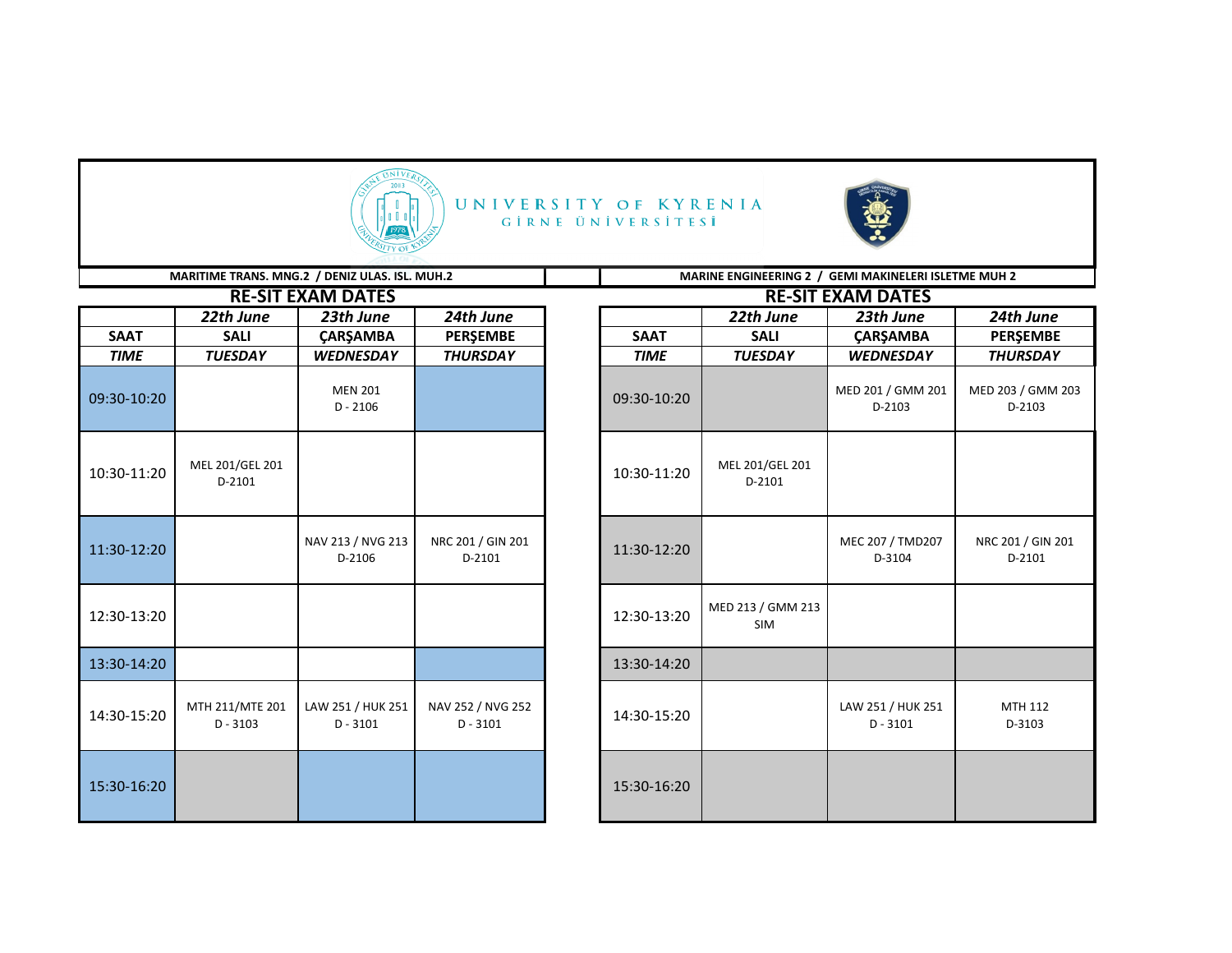UNIVERSITY OF KYRENIA
GİRNE ÜNİVERSİTESİ

**MARITIME TRANS. MNG.2 / DENIZ ULAS. ISL. MUH.2**

## RE-SIT EXAM DATES

| | 22th June | 23th June | 24th June |
|---|---|---|---|
| **SAAT** | **SALI** | **ÇARŞAMBA** | **PERŞEMBE** |
| ***TIME*** | ***TUESDAY*** | ***WEDNESDAY*** | ***THURSDAY*** |
| 09:30-10:20 | | MEN 201 D - 2106 | |
| 10:30-11:20 | MEL 201/GEL 201 D-2101 | | |
| 11:30-12:20 | | NAV 213 / NVG 213 D-2106 | NRC 201 / GIN 201 D-2101 |
| 12:30-13:20 | | | |
| 13:30-14:20 | | | |
| 14:30-15:20 | MTH 211/MTE 201 D - 3103 | LAW 251 / HUK 251 D - 3101 | NAV 252 / NVG 252 D - 3101 |
| 15:30-16:20 | | | |

**MARINE ENGINEERING 2 / GEMI MAKINELERI ISLETME MUH 2**

## RE-SIT EXAM DATES

| | 22th June | 23th June | 24th June |
|---|---|---|---|
| **SAAT** | **SALI** | **ÇARŞAMBA** | **PERŞEMBE** |
| ***TIME*** | ***TUESDAY*** | ***WEDNESDAY*** | ***THURSDAY*** |
| 09:30-10:20 | | MED 201 / GMM 201 D-2103 | MED 203 / GMM 203 D-2103 |
| 10:30-11:20 | MEL 201/GEL 201 D-2101 | | |
| 11:30-12:20 | | MEC 207 / TMD207 D-3104 | NRC 201 / GIN 201 D-2101 |
| 12:30-13:20 | MED 213 / GMM 213 SIM | | |
| 13:30-14:20 | | | |
| 14:30-15:20 | | LAW 251 / HUK 251 D - 3101 | MTH 112 D-3103 |
| 15:30-16:20 | | | |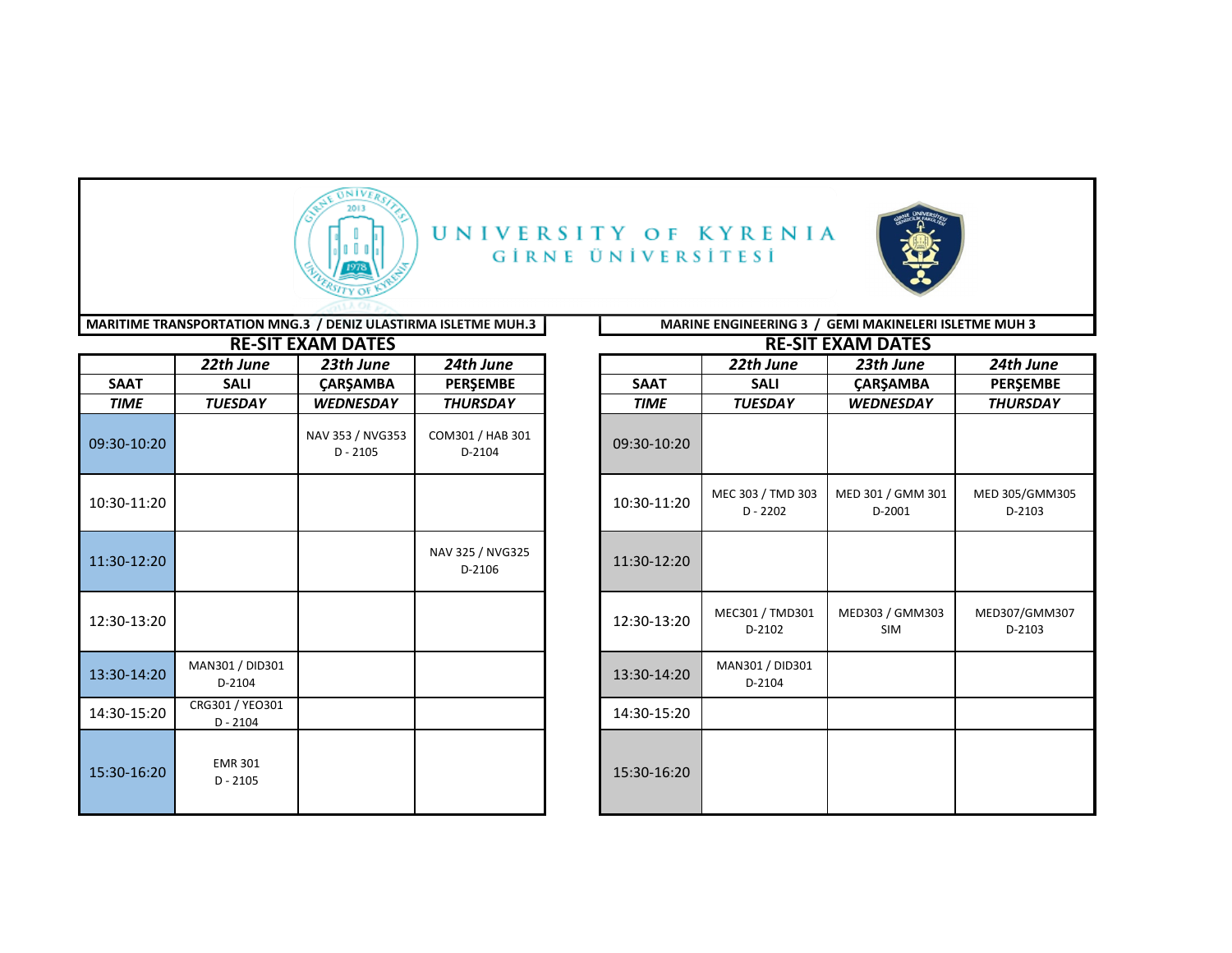# UNIVERSITY OF KYRENIA
## GİRNE ÜNİVERSİTESİ

### MARITIME TRANSPORTATION MNG.3 / DENIZ ULASTIRMA ISLETME MUH.3

**RE-SIT EXAM DATES**

| | 22th June | 23th June | 24th June |
|---|---|---|---|
| **SAAT** | **SALI** | **ÇARŞAMBA** | **PERŞEMBE** |
| ***TIME*** | ***TUESDAY*** | ***WEDNESDAY*** | ***THURSDAY*** |
| 09:30-10:20 | | NAV 353 / NVG353 D - 2105 | COM301 / HAB 301 D-2104 |
| 10:30-11:20 | | | |
| 11:30-12:20 | | | NAV 325 / NVG325 D-2106 |
| 12:30-13:20 | | | |
| 13:30-14:20 | MAN301 / DID301 D-2104 | | |
| 14:30-15:20 | CRG301 / YEO301 D - 2104 | | |
| 15:30-16:20 | EMR 301 D - 2105 | | |

### MARINE ENGINEERING 3 / GEMI MAKINELERI ISLETME MUH 3

**RE-SIT EXAM DATES**

| | 22th June | 23th June | 24th June |
|---|---|---|---|
| **SAAT** | **SALI** | **ÇARŞAMBA** | **PERŞEMBE** |
| ***TIME*** | ***TUESDAY*** | ***WEDNESDAY*** | ***THURSDAY*** |
| 09:30-10:20 | | | |
| 10:30-11:20 | MEC 303 / TMD 303 D - 2202 | MED 301 / GMM 301 D-2001 | MED 305/GMM305 D-2103 |
| 11:30-12:20 | | | |
| 12:30-13:20 | MEC301 / TMD301 D-2102 | MED303 / GMM303 SIM | MED307/GMM307 D-2103 |
| 13:30-14:20 | MAN301 / DID301 D-2104 | | |
| 14:30-15:20 | | | |
| 15:30-16:20 | | | |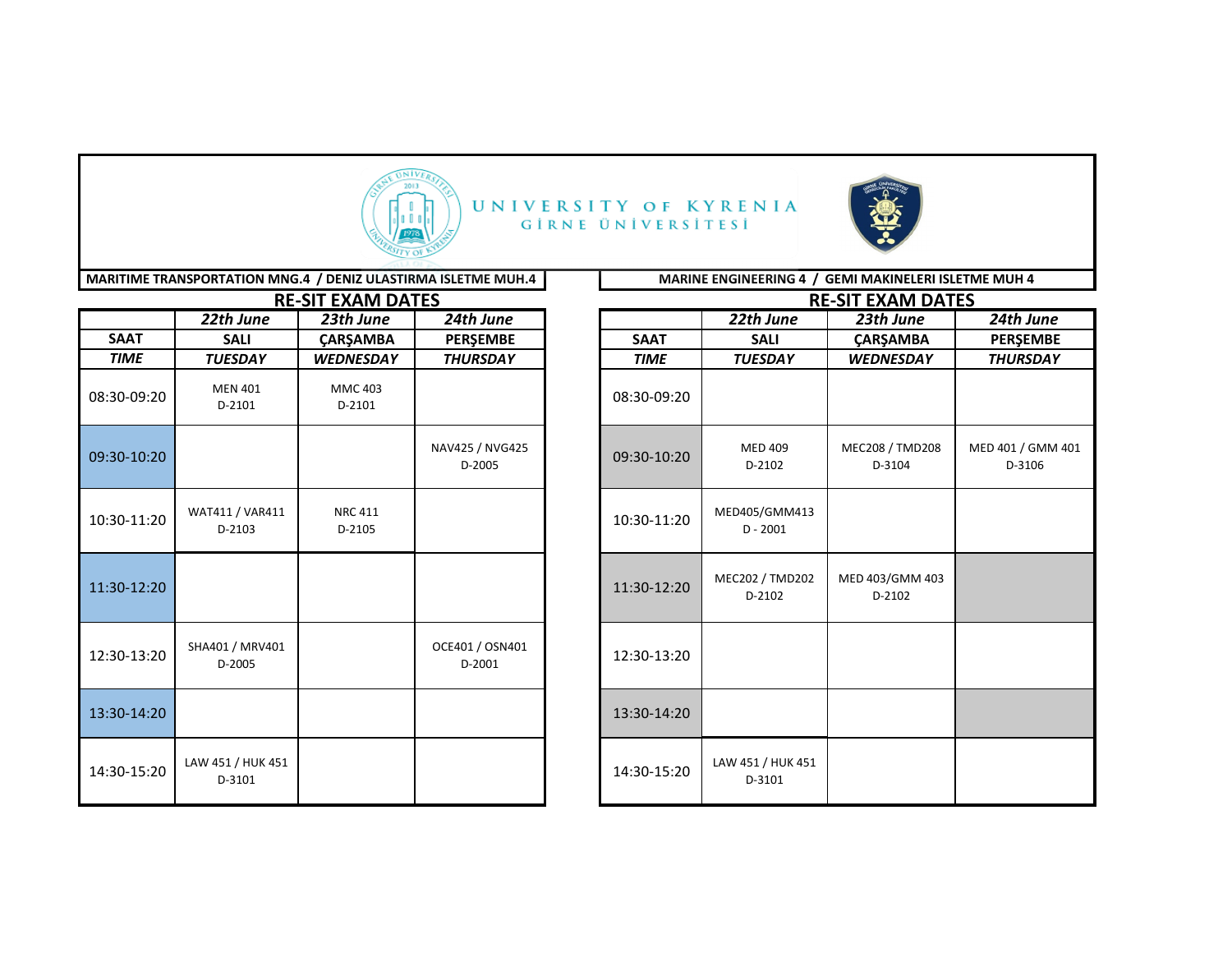UNIVERSITY OF KYRENIA
GİRNE ÜNİVERSİTESİ

**MARITIME TRANSPORTATION MNG.4 / DENIZ ULASTIRMA ISLETME MUH.4**

## RE-SIT EXAM DATES

| | 22th June | 23th June | 24th June |
|---|---|---|---|
| **SAAT** | **SALI** | **ÇARŞAMBA** | **PERŞEMBE** |
| ***TIME*** | ***TUESDAY*** | ***WEDNESDAY*** | ***THURSDAY*** |
| 08:30-09:20 | MEN 401 D-2101 | MMC 403 D-2101 | |
| 09:30-10:20 | | | NAV425 / NVG425 D-2005 |
| 10:30-11:20 | WAT411 / VAR411 D-2103 | NRC 411 D-2105 | |
| 11:30-12:20 | | | |
| 12:30-13:20 | SHA401 / MRV401 D-2005 | | OCE401 / OSN401 D-2001 |
| 13:30-14:20 | | | |
| 14:30-15:20 | LAW 451 / HUK 451 D-3101 | | |

**MARINE ENGINEERING 4 / GEMI MAKINELERI ISLETME MUH 4**

## RE-SIT EXAM DATES

| | 22th June | 23th June | 24th June |
|---|---|---|---|
| **SAAT** | **SALI** | **ÇARŞAMBA** | **PERŞEMBE** |
| ***TIME*** | ***TUESDAY*** | ***WEDNESDAY*** | ***THURSDAY*** |
| 08:30-09:20 | | | |
| 09:30-10:20 | MED 409 D-2102 | MEC208 / TMD208 D-3104 | MED 401 / GMM 401 D-3106 |
| 10:30-11:20 | MED405/GMM413 D - 2001 | | |
| 11:30-12:20 | MEC202 / TMD202 D-2102 | MED 403/GMM 403 D-2102 | |
| 12:30-13:20 | | | |
| 13:30-14:20 | | | |
| 14:30-15:20 | LAW 451 / HUK 451 D-3101 | | |